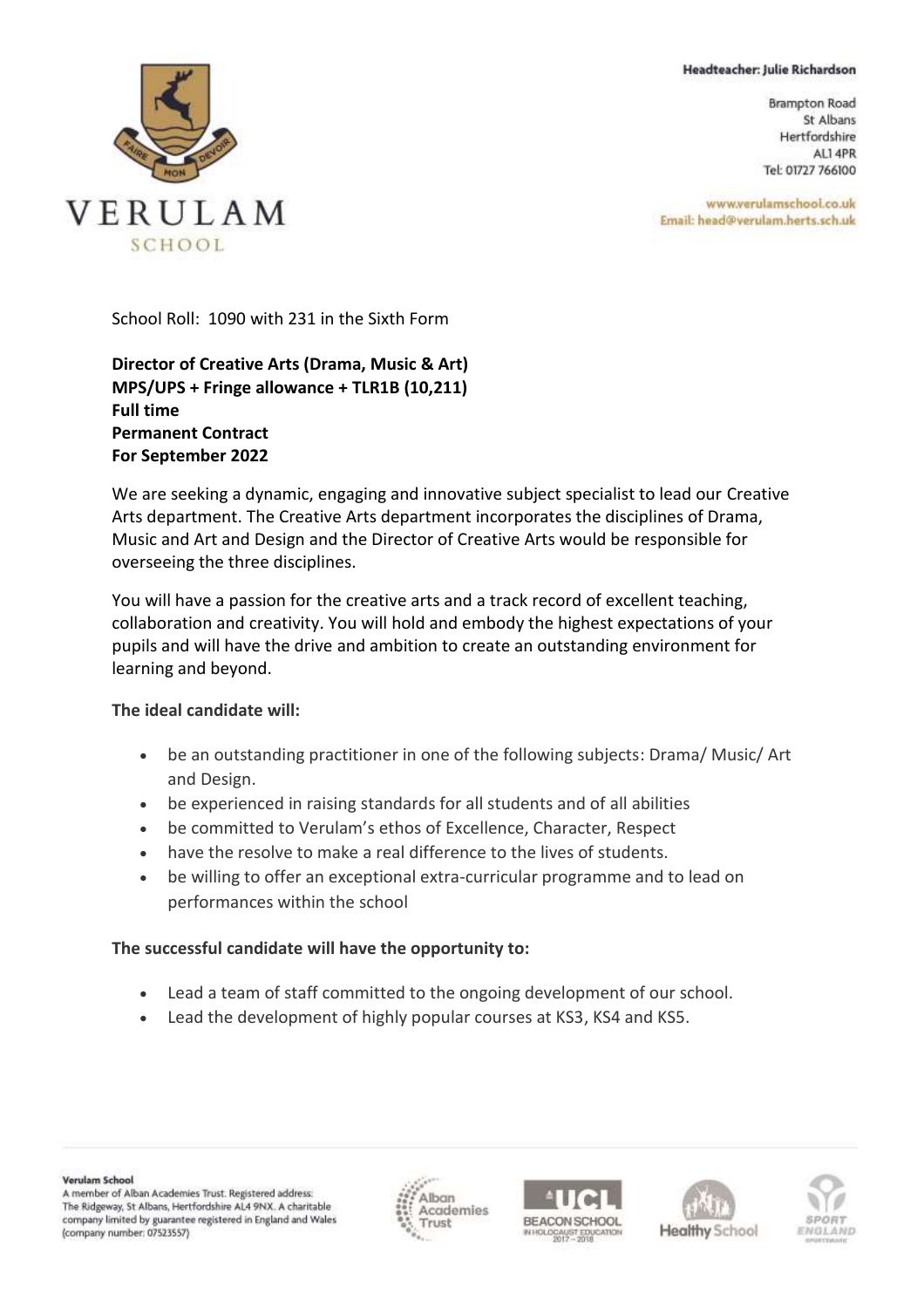**Headteacher: Julie Richardson**

Brampton Road
St Albans
Hertfordshire
AL1 4PR
Tel: 01727 766100

www.verulamschool.co.uk
Email: head@verulam.herts.sch.uk

VERULAM SCHOOL

School Roll: 1090 with 231 in the Sixth Form

**Director of Creative Arts (Drama, Music & Art)**
**MPS/UPS + Fringe allowance + TLR1B (10,211)**
**Full time**
**Permanent Contract**
**For September 2022**

We are seeking a dynamic, engaging and innovative subject specialist to lead our Creative Arts department. The Creative Arts department incorporates the disciplines of Drama, Music and Art and Design and the Director of Creative Arts would be responsible for overseeing the three disciplines.

You will have a passion for the creative arts and a track record of excellent teaching, collaboration and creativity. You will hold and embody the highest expectations of your pupils and will have the drive and ambition to create an outstanding environment for learning and beyond.

**The ideal candidate will:**

- be an outstanding practitioner in one of the following subjects: Drama/ Music/ Art and Design.
- be experienced in raising standards for all students and of all abilities
- be committed to Verulam's ethos of Excellence, Character, Respect
- have the resolve to make a real difference to the lives of students.
- be willing to offer an exceptional extra-curricular programme and to lead on performances within the school

**The successful candidate will have the opportunity to:**

- Lead a team of staff committed to the ongoing development of our school.
- Lead the development of highly popular courses at KS3, KS4 and KS5.

**Verulam School**
A member of Alban Academies Trust. Registered address: The Ridgeway, St Albans, Hertfordshire AL4 9NX. A charitable company limited by guarantee registered in England and Wales (company number: 07523557)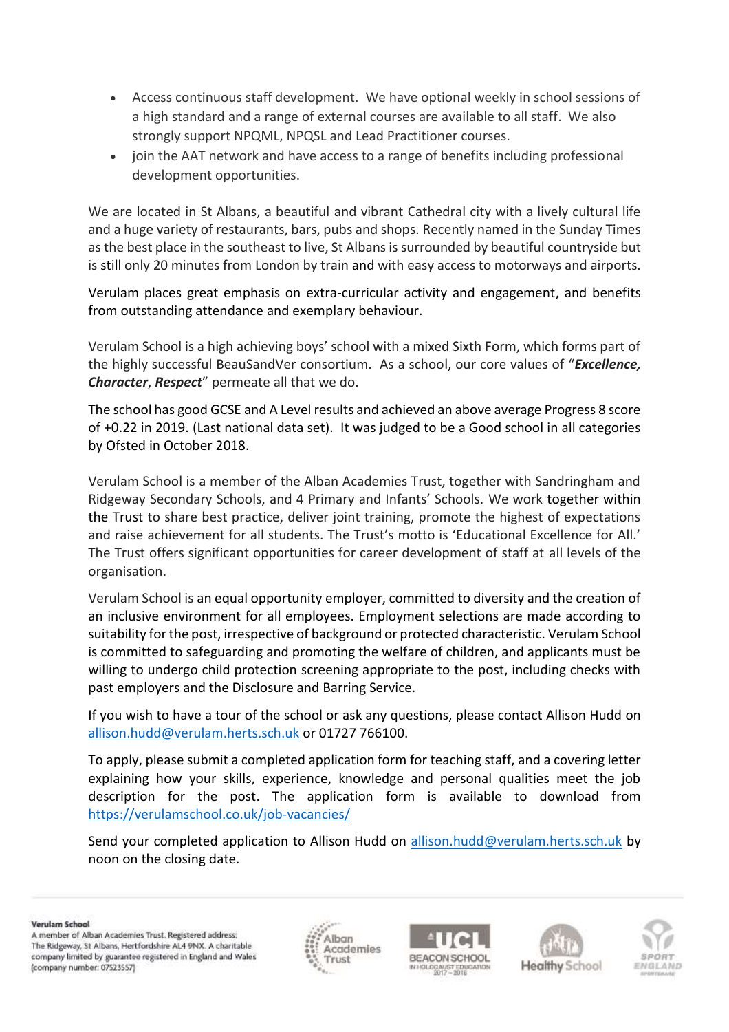- Access continuous staff development. We have optional weekly in school sessions of a high standard and a range of external courses are available to all staff. We also strongly support NPQML, NPQSL and Lead Practitioner courses.
- join the AAT network and have access to a range of benefits including professional development opportunities.

We are located in St Albans, a beautiful and vibrant Cathedral city with a lively cultural life and a huge variety of restaurants, bars, pubs and shops. Recently named in the Sunday Times as the best place in the southeast to live, St Albans is surrounded by beautiful countryside but is still only 20 minutes from London by train and with easy access to motorways and airports.

Verulam places great emphasis on extra-curricular activity and engagement, and benefits from outstanding attendance and exemplary behaviour.

Verulam School is a high achieving boys' school with a mixed Sixth Form, which forms part of the highly successful BeauSandVer consortium. As a school, our core values of "***Excellence, Character***, ***Respect***" permeate all that we do.

The school has good GCSE and A Level results and achieved an above average Progress 8 score of +0.22 in 2019. (Last national data set). It was judged to be a Good school in all categories by Ofsted in October 2018.

Verulam School is a member of the Alban Academies Trust, together with Sandringham and Ridgeway Secondary Schools, and 4 Primary and Infants' Schools. We work together within the Trust to share best practice, deliver joint training, promote the highest of expectations and raise achievement for all students. The Trust's motto is 'Educational Excellence for All.' The Trust offers significant opportunities for career development of staff at all levels of the organisation.

Verulam School is an equal opportunity employer, committed to diversity and the creation of an inclusive environment for all employees. Employment selections are made according to suitability for the post, irrespective of background or protected characteristic. Verulam School is committed to safeguarding and promoting the welfare of children, and applicants must be willing to undergo child protection screening appropriate to the post, including checks with past employers and the Disclosure and Barring Service.

If you wish to have a tour of the school or ask any questions, please contact Allison Hudd on allison.hudd@verulam.herts.sch.uk or 01727 766100.

To apply, please submit a completed application form for teaching staff, and a covering letter explaining how your skills, experience, knowledge and personal qualities meet the job description for the post. The application form is available to download from https://verulamschool.co.uk/job-vacancies/

Send your completed application to Allison Hudd on allison.hudd@verulam.herts.sch.uk by noon on the closing date.

**Verulam School**
A member of Alban Academies Trust. Registered address: The Ridgeway, St Albans, Hertfordshire AL4 9NX. A charitable company limited by guarantee registered in England and Wales (company number: 07523557)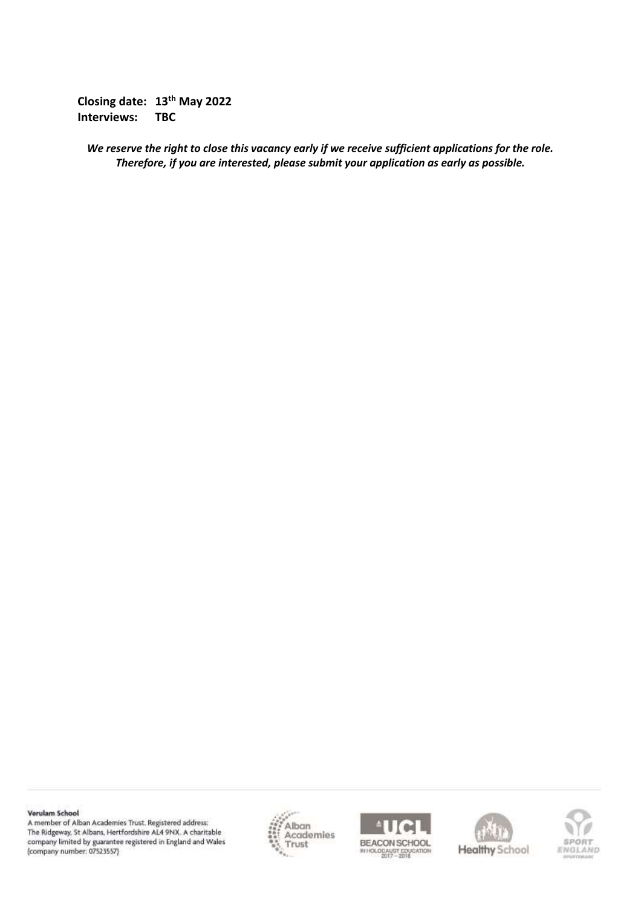**Closing date: 13th May 2022**
**Interviews: TBC**

***We reserve the right to close this vacancy early if we receive sufficient applications for the role. Therefore, if you are interested, please submit your application as early as possible.***

**Verulam School**
A member of Alban Academies Trust. Registered address: The Ridgeway, St Albans, Hertfordshire AL4 9NX. A charitable company limited by guarantee registered in England and Wales (company number: 07523557)